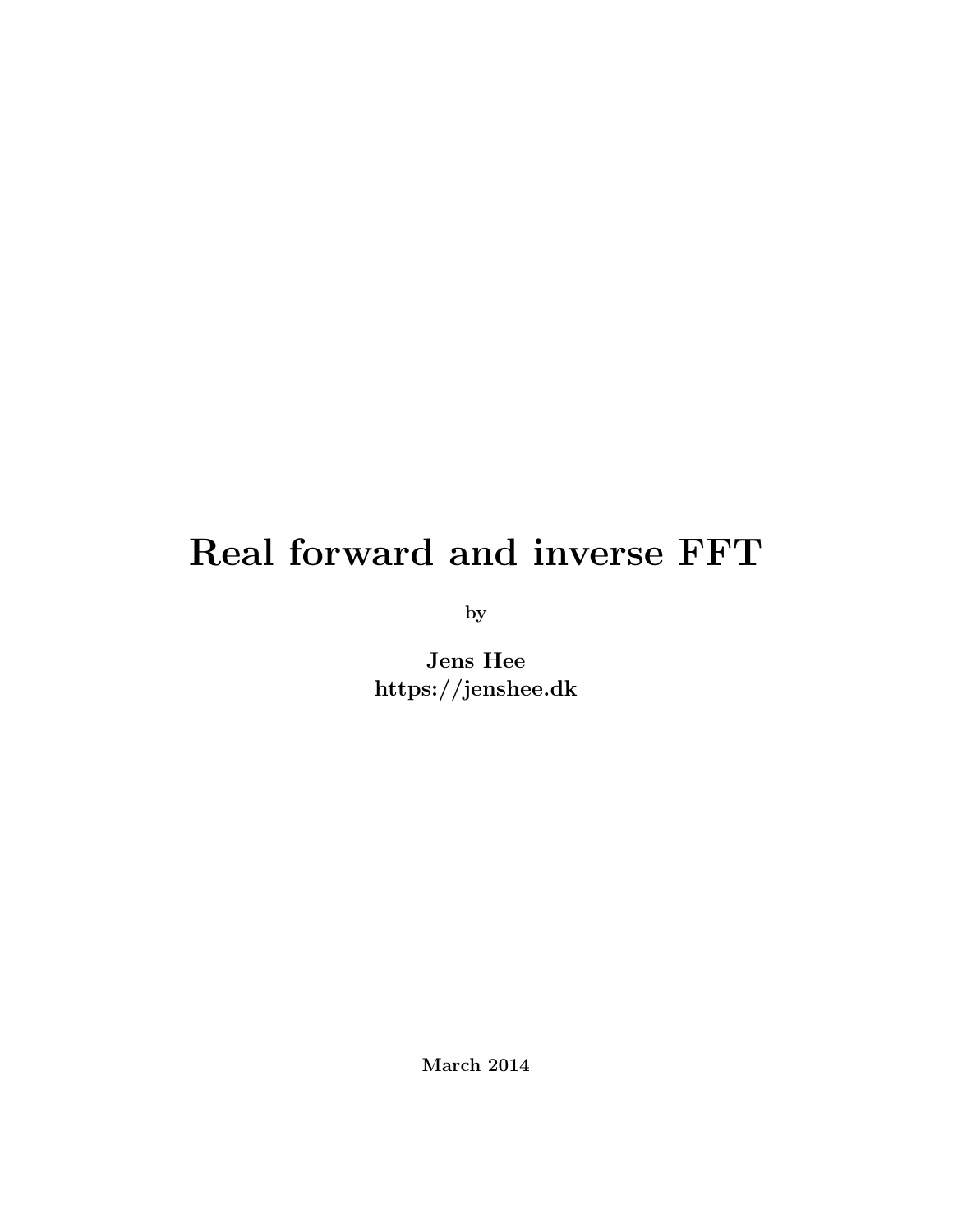# Real forward and inverse FFT

by

**Jens Hee**
**https://jenshee.dk**

**March 2014**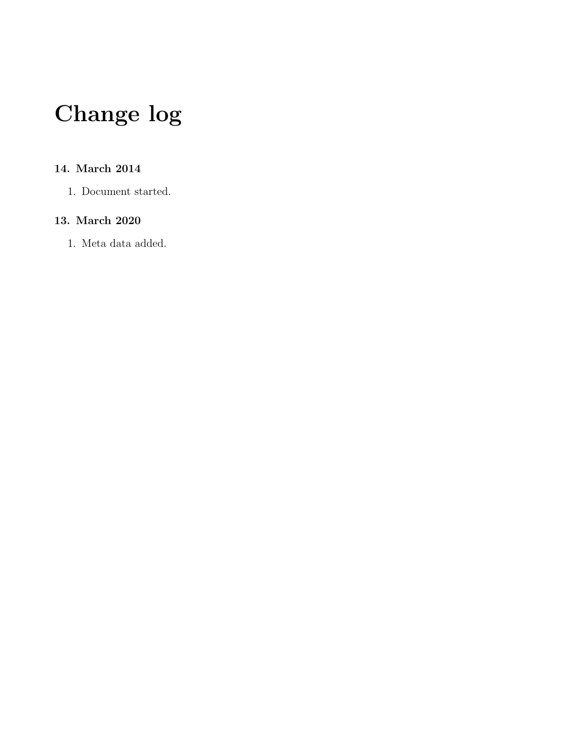# Change log

### 14. March 2014

1. Document started.

### 13. March 2020

1. Meta data added.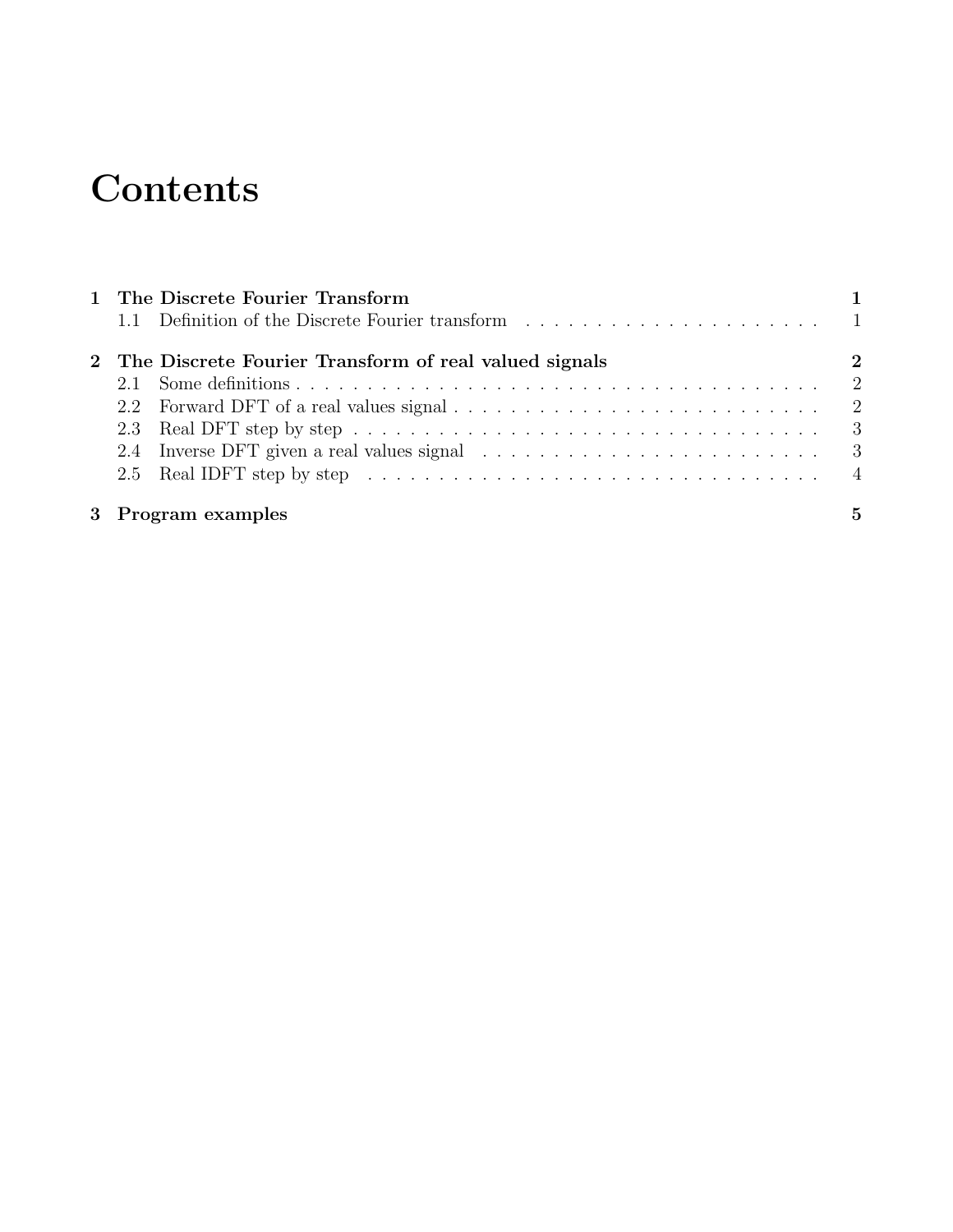# Contents

**1 The Discrete Fourier Transform** — **1**
- 1.1 Definition of the Discrete Fourier transform — 1

**2 The Discrete Fourier Transform of real valued signals** — **2**
- 2.1 Some definitions — 2
- 2.2 Forward DFT of a real values signal — 2
- 2.3 Real DFT step by step — 3
- 2.4 Inverse DFT given a real values signal — 3
- 2.5 Real IDFT step by step — 4

**3 Program examples** — **5**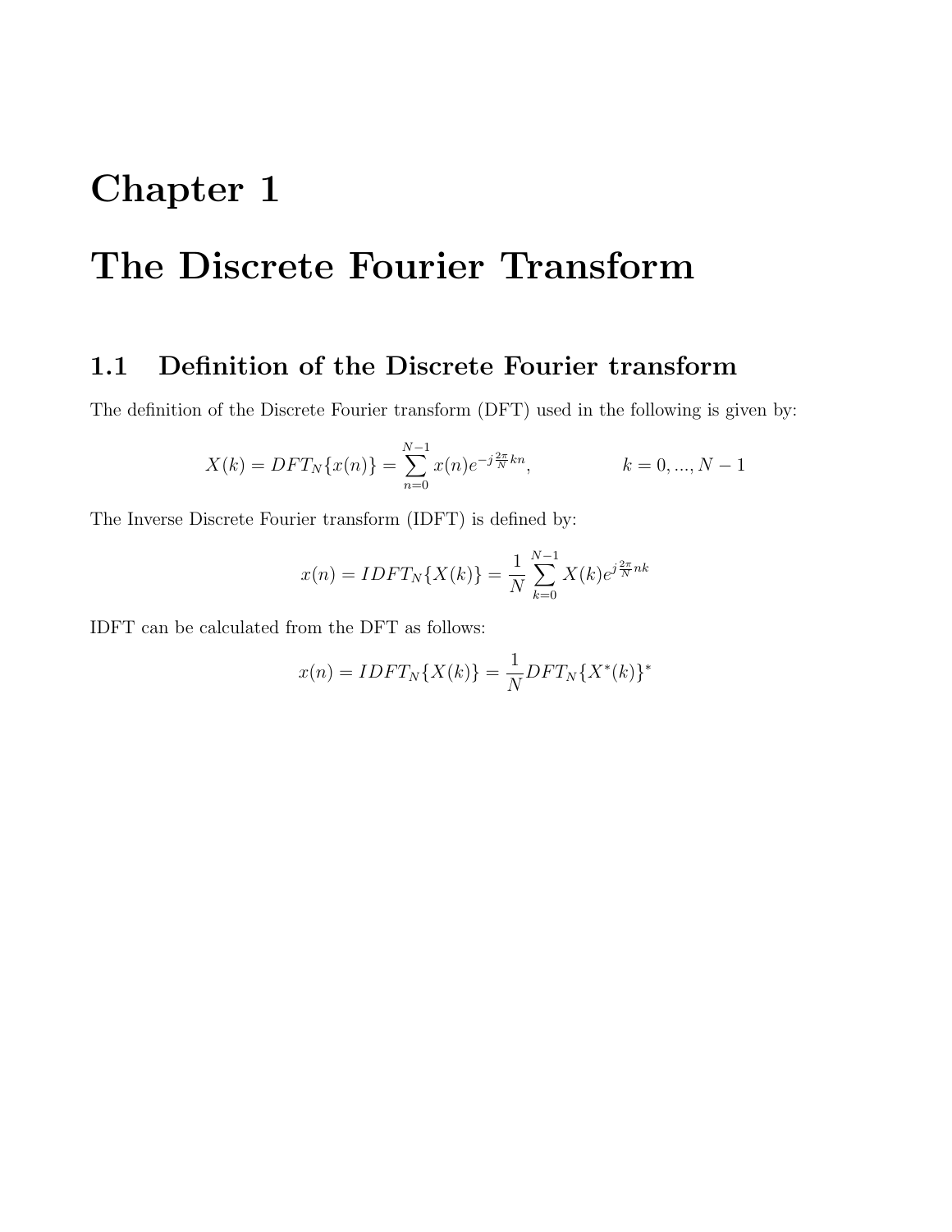# Chapter 1

# The Discrete Fourier Transform

## 1.1 Definition of the Discrete Fourier transform

The definition of the Discrete Fourier transform (DFT) used in the following is given by:

$$X(k) = DFT_N\{x(n)\} = \sum_{n=0}^{N-1} x(n)e^{-j\frac{2\pi}{N}kn}, \qquad k = 0, ..., N-1$$

The Inverse Discrete Fourier transform (IDFT) is defined by:

$$x(n) = IDFT_N\{X(k)\} = \frac{1}{N}\sum_{k=0}^{N-1} X(k)e^{j\frac{2\pi}{N}nk}$$

IDFT can be calculated from the DFT as follows:

$$x(n) = IDFT_N\{X(k)\} = \frac{1}{N}DFT_N\{X^*(k)\}^*$$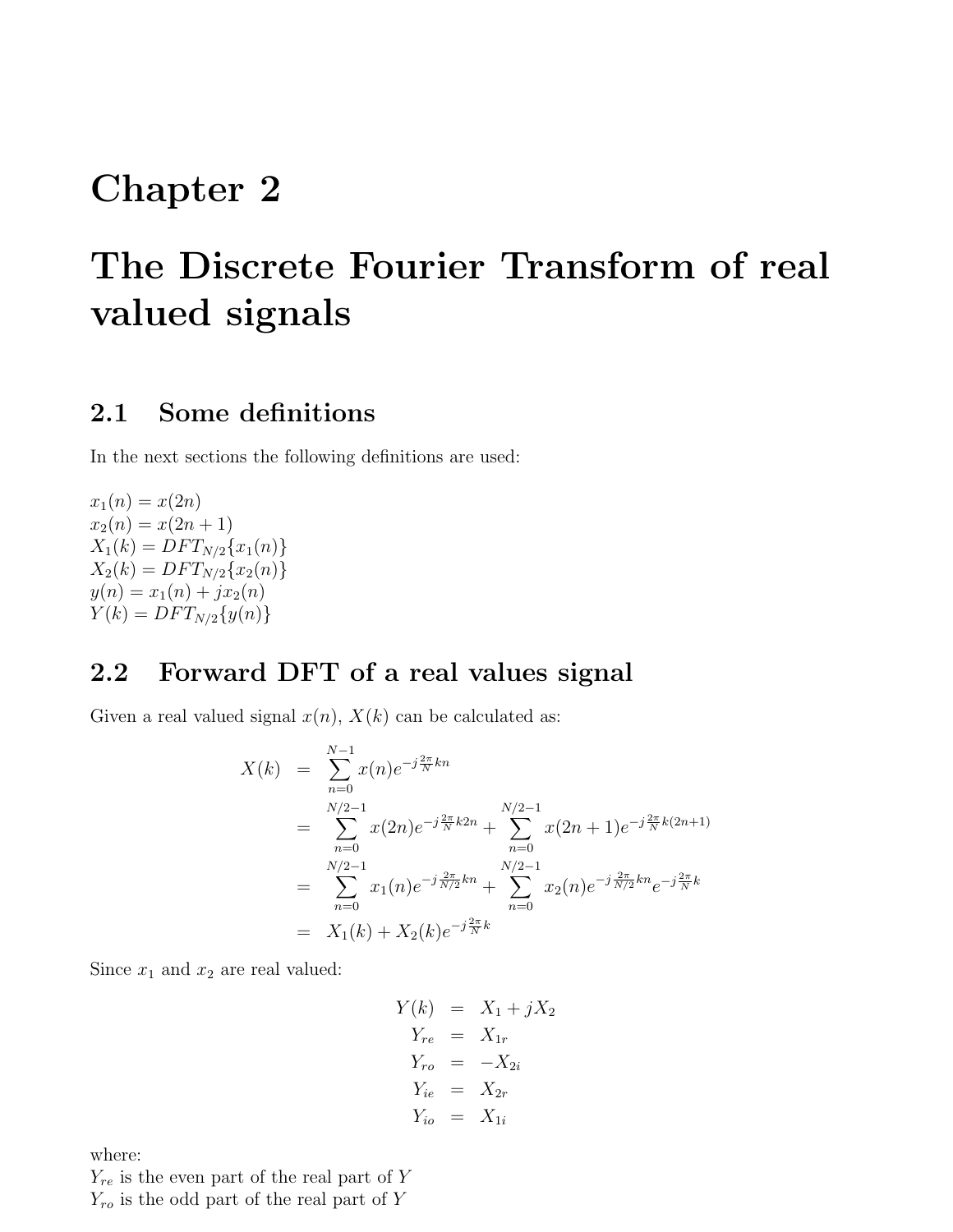# Chapter 2

# The Discrete Fourier Transform of real valued signals

## 2.1 Some definitions

In the next sections the following definitions are used:

$x_1(n) = x(2n)$
$x_2(n) = x(2n+1)$
$X_1(k) = DFT_{N/2}\{x_1(n)\}$
$X_2(k) = DFT_{N/2}\{x_2(n)\}$
$y(n) = x_1(n) + jx_2(n)$
$Y(k) = DFT_{N/2}\{y(n)\}$

## 2.2 Forward DFT of a real values signal

Given a real valued signal $x(n)$, $X(k)$ can be calculated as:

$$
\begin{aligned}
X(k) &= \sum_{n=0}^{N-1} x(n) e^{-j\frac{2\pi}{N}kn} \\
&= \sum_{n=0}^{N/2-1} x(2n) e^{-j\frac{2\pi}{N}k2n} + \sum_{n=0}^{N/2-1} x(2n+1) e^{-j\frac{2\pi}{N}k(2n+1)} \\
&= \sum_{n=0}^{N/2-1} x_1(n) e^{-j\frac{2\pi}{N/2}kn} + \sum_{n=0}^{N/2-1} x_2(n) e^{-j\frac{2\pi}{N/2}kn} e^{-j\frac{2\pi}{N}k} \\
&= X_1(k) + X_2(k) e^{-j\frac{2\pi}{N}k}
\end{aligned}
$$

Since $x_1$ and $x_2$ are real valued:

$$
\begin{aligned}
Y(k) &= X_1 + jX_2 \\
Y_{re} &= X_{1r} \\
Y_{ro} &= -X_{2i} \\
Y_{ie} &= X_{2r} \\
Y_{io} &= X_{1i}
\end{aligned}
$$

where:
$Y_{re}$ is the even part of the real part of $Y$
$Y_{ro}$ is the odd part of the real part of $Y$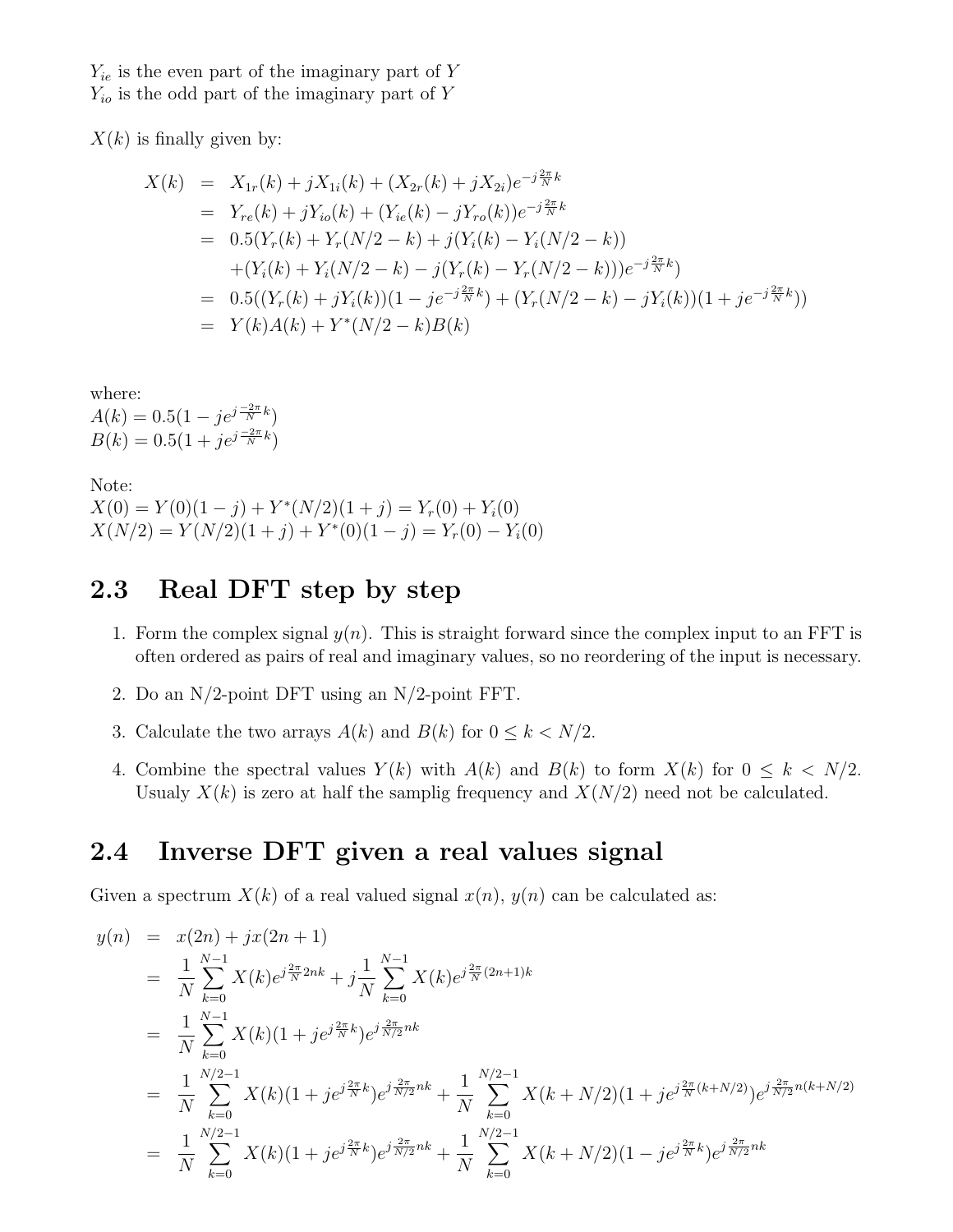$Y_{ie}$ is the even part of the imaginary part of $Y$
$Y_{io}$ is the odd part of the imaginary part of $Y$

$X(k)$ is finally given by:

$$
\begin{aligned}
X(k) &= X_{1r}(k) + jX_{1i}(k) + (X_{2r}(k) + jX_{2i})e^{-j\frac{2\pi}{N}k} \\
&= Y_{re}(k) + jY_{io}(k) + (Y_{ie}(k) - jY_{ro}(k))e^{-j\frac{2\pi}{N}k} \\
&= 0.5(Y_r(k) + Y_r(N/2-k) + j(Y_i(k) - Y_i(N/2-k)) \\
&\quad + (Y_i(k) + Y_i(N/2-k) - j(Y_r(k) - Y_r(N/2-k)))e^{-j\frac{2\pi}{N}k}) \\
&= 0.5((Y_r(k) + jY_i(k))(1 - je^{-j\frac{2\pi}{N}k}) + (Y_r(N/2-k) - jY_i(k))(1 + je^{-j\frac{2\pi}{N}k})) \\
&= Y(k)A(k) + Y^*(N/2-k)B(k)
\end{aligned}
$$

where:
$A(k) = 0.5(1 - je^{j\frac{-2\pi}{N}k})$
$B(k) = 0.5(1 + je^{j\frac{-2\pi}{N}k})$

Note:
$X(0) = Y(0)(1-j) + Y^*(N/2)(1+j) = Y_r(0) + Y_i(0)$
$X(N/2) = Y(N/2)(1+j) + Y^*(0)(1-j) = Y_r(0) - Y_i(0)$

## 2.3 Real DFT step by step

1. Form the complex signal $y(n)$. This is straight forward since the complex input to an FFT is often ordered as pairs of real and imaginary values, so no reordering of the input is necessary.
2. Do an N/2-point DFT using an N/2-point FFT.
3. Calculate the two arrays $A(k)$ and $B(k)$ for $0 \le k < N/2$.
4. Combine the spectral values $Y(k)$ with $A(k)$ and $B(k)$ to form $X(k)$ for $0 \le k < N/2$. Usualy $X(k)$ is zero at half the samplig frequency and $X(N/2)$ need not be calculated.

## 2.4 Inverse DFT given a real values signal

Given a spectrum $X(k)$ of a real valued signal $x(n)$, $y(n)$ can be calculated as:

$$
\begin{aligned}
y(n) &= x(2n) + jx(2n+1) \\
&= \frac{1}{N}\sum_{k=0}^{N-1} X(k)e^{j\frac{2\pi}{N}2nk} + j\frac{1}{N}\sum_{k=0}^{N-1} X(k)e^{j\frac{2\pi}{N}(2n+1)k} \\
&= \frac{1}{N}\sum_{k=0}^{N-1} X(k)(1 + je^{j\frac{2\pi}{N}k})e^{j\frac{2\pi}{N/2}nk} \\
&= \frac{1}{N}\sum_{k=0}^{N/2-1} X(k)(1 + je^{j\frac{2\pi}{N}k})e^{j\frac{2\pi}{N/2}nk} + \frac{1}{N}\sum_{k=0}^{N/2-1} X(k+N/2)(1 + je^{j\frac{2\pi}{N}(k+N/2)})e^{j\frac{2\pi}{N/2}n(k+N/2)} \\
&= \frac{1}{N}\sum_{k=0}^{N/2-1} X(k)(1 + je^{j\frac{2\pi}{N}k})e^{j\frac{2\pi}{N/2}nk} + \frac{1}{N}\sum_{k=0}^{N/2-1} X(k+N/2)(1 - je^{j\frac{2\pi}{N}k})e^{j\frac{2\pi}{N/2}nk}
\end{aligned}
$$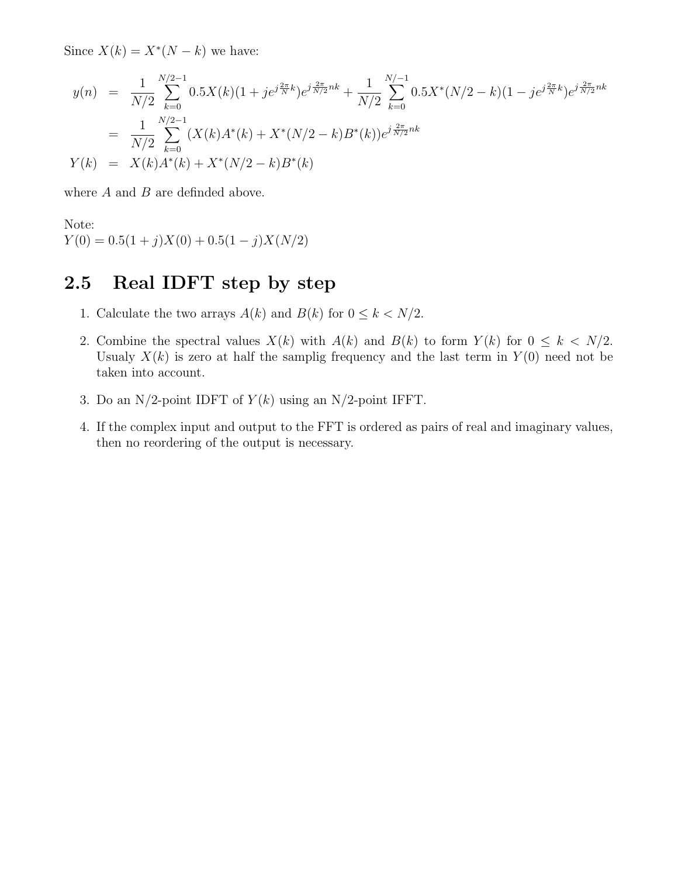Since $X(k) = X^*(N-k)$ we have:

$$
\begin{aligned}
y(n) &= \frac{1}{N/2}\sum_{k=0}^{N/2-1} 0.5X(k)(1+je^{j\frac{2\pi}{N}k})e^{j\frac{2\pi}{N/2}nk} + \frac{1}{N/2}\sum_{k=0}^{N/-1} 0.5X^*(N/2-k)(1-je^{j\frac{2\pi}{N}k})e^{j\frac{2\pi}{N/2}nk} \\
&= \frac{1}{N/2}\sum_{k=0}^{N/2-1} (X(k)A^*(k) + X^*(N/2-k)B^*(k))e^{j\frac{2\pi}{N/2}nk} \\
Y(k) &= X(k)A^*(k) + X^*(N/2-k)B^*(k)
\end{aligned}
$$

where $A$ and $B$ are definded above.

Note:
$Y(0) = 0.5(1+j)X(0) + 0.5(1-j)X(N/2)$

## 2.5 Real IDFT step by step

1. Calculate the two arrays $A(k)$ and $B(k)$ for $0 \leq k < N/2$.
2. Combine the spectral values $X(k)$ with $A(k)$ and $B(k)$ to form $Y(k)$ for $0 \leq k < N/2$. Usualy $X(k)$ is zero at half the samplig frequency and the last term in $Y(0)$ need not be taken into account.
3. Do an N/2-point IDFT of $Y(k)$ using an N/2-point IFFT.
4. If the complex input and output to the FFT is ordered as pairs of real and imaginary values, then no reordering of the output is necessary.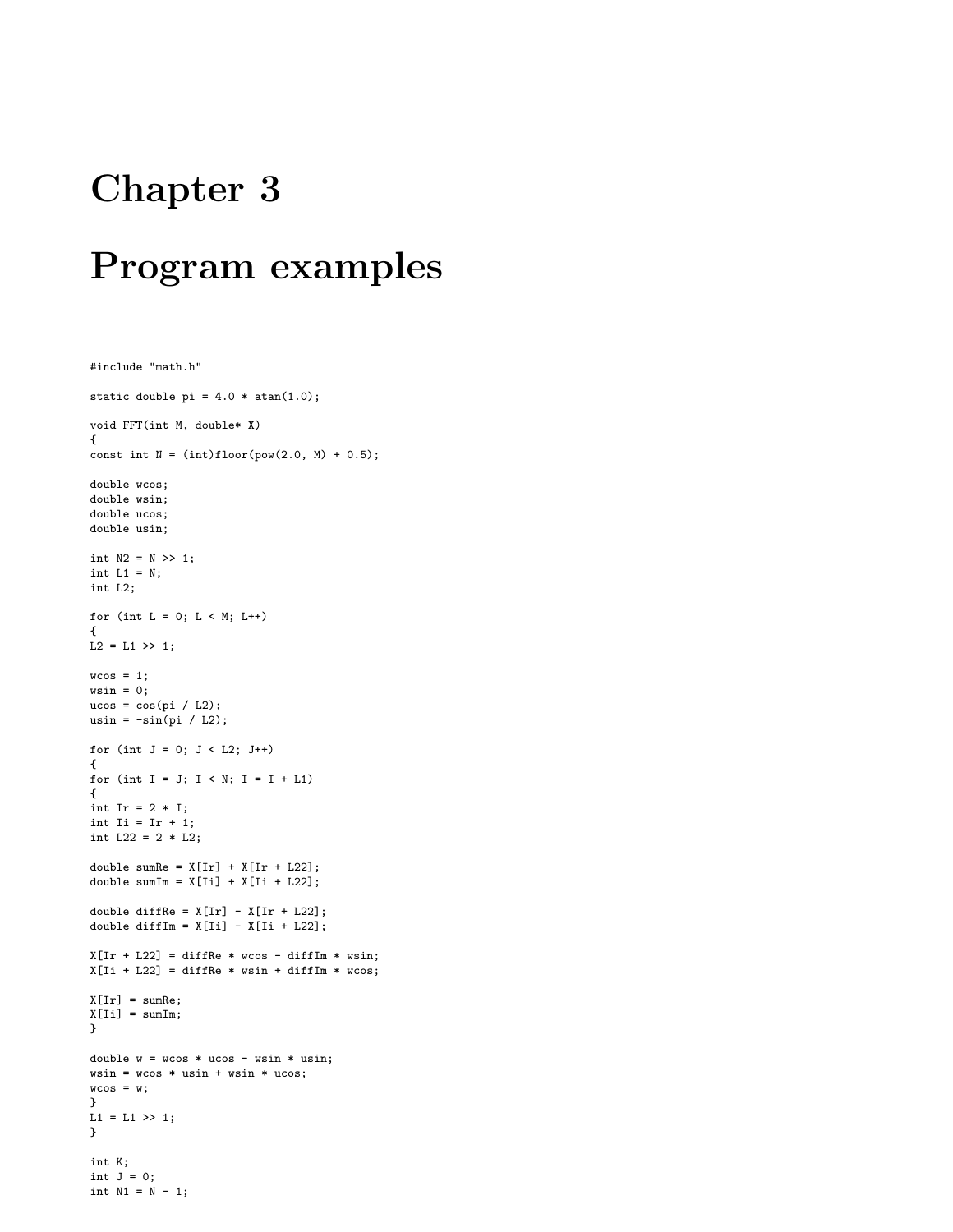# Chapter 3

# Program examples

```
#include "math.h"

static double pi = 4.0 * atan(1.0);

void FFT(int M, double* X)
{
const int N = (int)floor(pow(2.0, M) + 0.5);

double wcos;
double wsin;
double ucos;
double usin;

int N2 = N >> 1;
int L1 = N;
int L2;

for (int L = 0; L < M; L++)
{
L2 = L1 >> 1;

wcos = 1;
wsin = 0;
ucos = cos(pi / L2);
usin = -sin(pi / L2);

for (int J = 0; J < L2; J++)
{
for (int I = J; I < N; I = I + L1)
{
int Ir = 2 * I;
int Ii = Ir + 1;
int L22 = 2 * L2;

double sumRe = X[Ir] + X[Ir + L22];
double sumIm = X[Ii] + X[Ii + L22];

double diffRe = X[Ir] - X[Ir + L22];
double diffIm = X[Ii] - X[Ii + L22];

X[Ir + L22] = diffRe * wcos - diffIm * wsin;
X[Ii + L22] = diffRe * wsin + diffIm * wcos;

X[Ir] = sumRe;
X[Ii] = sumIm;
}

double w = wcos * ucos - wsin * usin;
wsin = wcos * usin + wsin * ucos;
wcos = w;
}
L1 = L1 >> 1;
}

int K;
int J = 0;
int N1 = N - 1;
```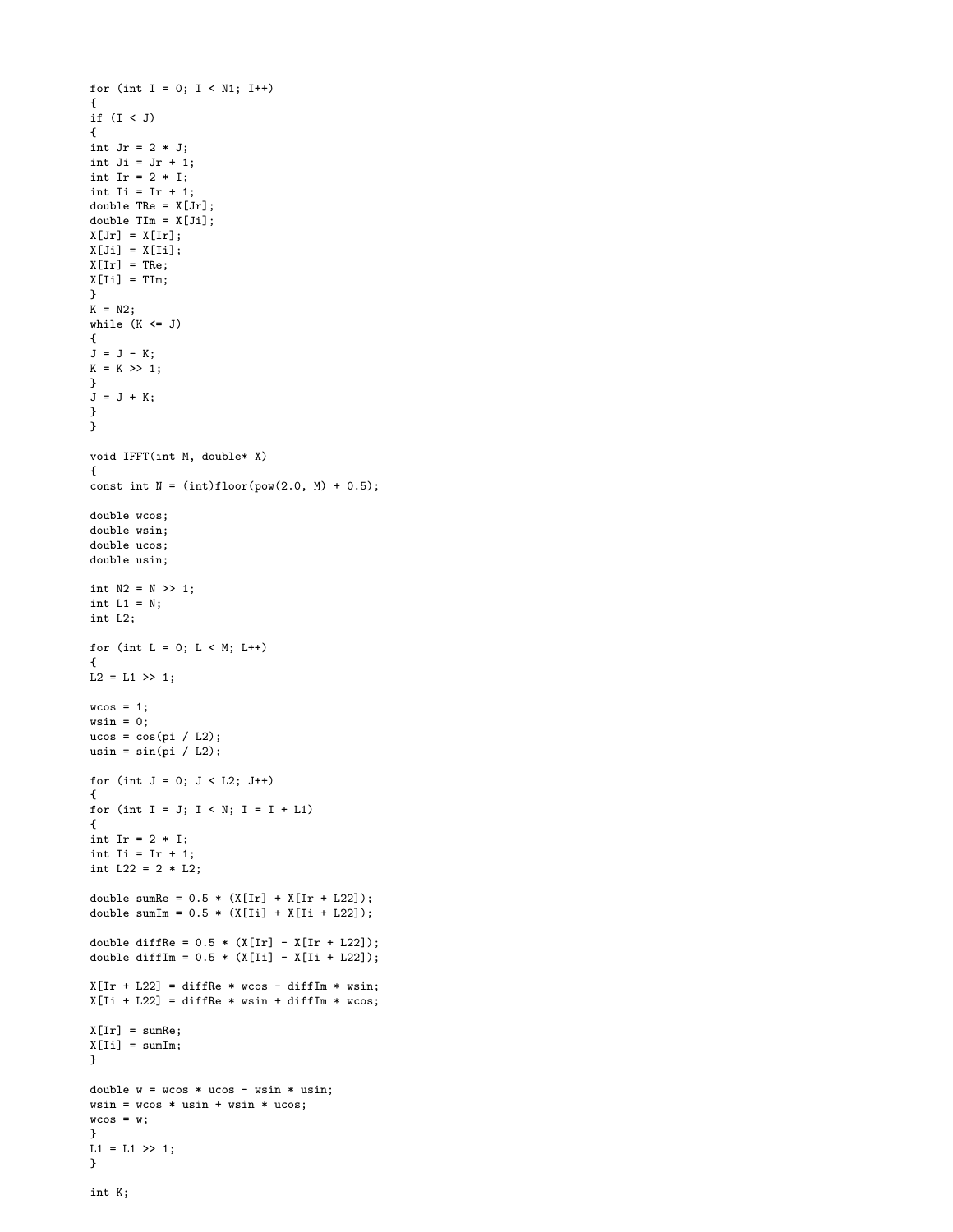```
for (int I = 0; I < N1; I++)
{
if (I < J)
{
int Jr = 2 * J;
int Ji = Jr + 1;
int Ir = 2 * I;
int Ii = Ir + 1;
double TRe = X[Jr];
double TIm = X[Ji];
X[Jr] = X[Ir];
X[Ji] = X[Ii];
X[Ir] = TRe;
X[Ii] = TIm;
}
K = N2;
while (K <= J)
{
J = J - K;
K = K >> 1;
}
J = J + K;
}
}

void IFFT(int M, double* X)
{
const int N = (int)floor(pow(2.0, M) + 0.5);

double wcos;
double wsin;
double ucos;
double usin;

int N2 = N >> 1;
int L1 = N;
int L2;

for (int L = 0; L < M; L++)
{
L2 = L1 >> 1;

wcos = 1;
wsin = 0;
ucos = cos(pi / L2);
usin = sin(pi / L2);

for (int J = 0; J < L2; J++)
{
for (int I = J; I < N; I = I + L1)
{
int Ir = 2 * I;
int Ii = Ir + 1;
int L22 = 2 * L2;

double sumRe = 0.5 * (X[Ir] + X[Ir + L22]);
double sumIm = 0.5 * (X[Ii] + X[Ii + L22]);

double diffRe = 0.5 * (X[Ir] - X[Ir + L22]);
double diffIm = 0.5 * (X[Ii] - X[Ii + L22]);

X[Ir + L22] = diffRe * wcos - diffIm * wsin;
X[Ii + L22] = diffRe * wsin + diffIm * wcos;

X[Ir] = sumRe;
X[Ii] = sumIm;
}

double w = wcos * ucos - wsin * usin;
wsin = wcos * usin + wsin * ucos;
wcos = w;
}
L1 = L1 >> 1;
}

int K;
```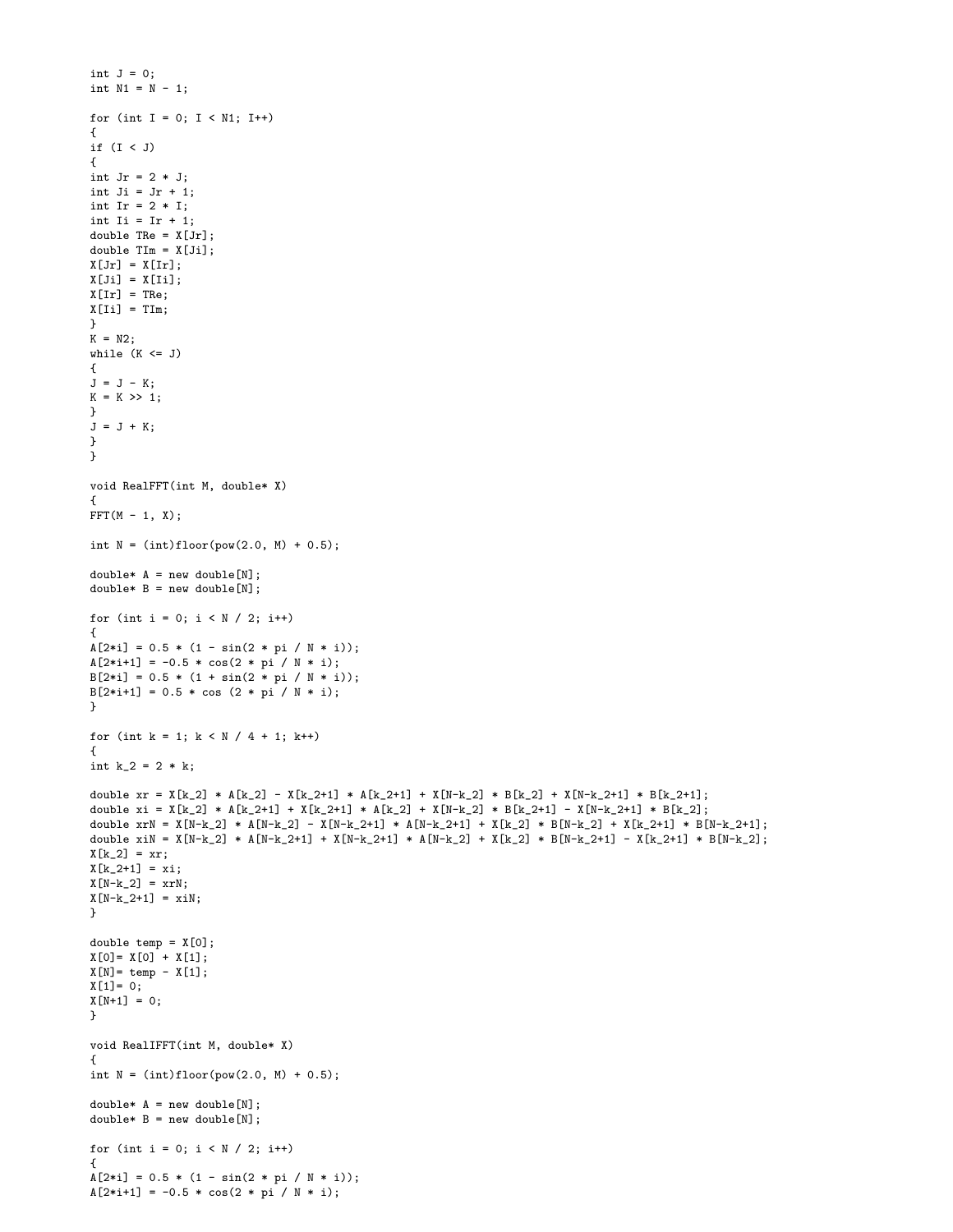```
int J = 0;
int N1 = N - 1;

for (int I = 0; I < N1; I++)
{
if (I < J)
{
int Jr = 2 * J;
int Ji = Jr + 1;
int Ir = 2 * I;
int Ii = Ir + 1;
double TRe = X[Jr];
double TIm = X[Ji];
X[Jr] = X[Ir];
X[Ji] = X[Ii];
X[Ir] = TRe;
X[Ii] = TIm;
}
K = N2;
while (K <= J)
{
J = J - K;
K = K >> 1;
}
J = J + K;
}
}

void RealFFT(int M, double* X)
{
FFT(M - 1, X);

int N = (int)floor(pow(2.0, M) + 0.5);

double* A = new double[N];
double* B = new double[N];

for (int i = 0; i < N / 2; i++)
{
A[2*i] = 0.5 * (1 - sin(2 * pi / N * i));
A[2*i+1] = -0.5 * cos(2 * pi / N * i);
B[2*i] = 0.5 * (1 + sin(2 * pi / N * i));
B[2*i+1] = 0.5 * cos (2 * pi / N * i);
}

for (int k = 1; k < N / 4 + 1; k++)
{
int k_2 = 2 * k;

double xr = X[k_2] * A[k_2] - X[k_2+1] * A[k_2+1] + X[N-k_2] * B[k_2] + X[N-k_2+1] * B[k_2+1];
double xi = X[k_2] * A[k_2+1] + X[k_2+1] * A[k_2] + X[N-k_2] * B[k_2+1] - X[N-k_2+1] * B[k_2];
double xrN = X[N-k_2] * A[N-k_2] - X[N-k_2+1] * A[N-k_2+1] + X[k_2] * B[N-k_2] + X[k_2+1] * B[N-k_2+1];
double xiN = X[N-k_2] * A[N-k_2+1] + X[N-k_2+1] * A[N-k_2] + X[k_2] * B[N-k_2+1] - X[k_2+1] * B[N-k_2];
X[k_2] = xr;
X[k_2+1] = xi;
X[N-k_2] = xrN;
X[N-k_2+1] = xiN;
}

double temp = X[0];
X[0]= X[0] + X[1];
X[N]= temp - X[1];
X[1]= 0;
X[N+1] = 0;
}

void RealIFFT(int M, double* X)
{
int N = (int)floor(pow(2.0, M) + 0.5);

double* A = new double[N];
double* B = new double[N];

for (int i = 0; i < N / 2; i++)
{
A[2*i] = 0.5 * (1 - sin(2 * pi / N * i));
A[2*i+1] = -0.5 * cos(2 * pi / N * i);
```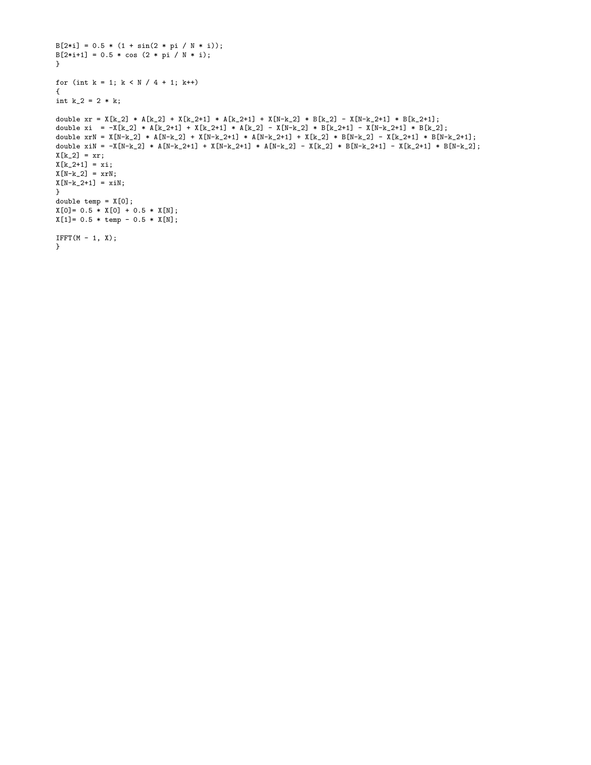```
B[2*i] = 0.5 * (1 + sin(2 * pi / N * i));
B[2*i+1] = 0.5 * cos (2 * pi / N * i);
}

for (int k = 1; k < N / 4 + 1; k++)
{
int k_2 = 2 * k;

double xr = X[k_2] * A[k_2] + X[k_2+1] * A[k_2+1] + X[N-k_2] * B[k_2] - X[N-k_2+1] * B[k_2+1];
double xi  = -X[k_2] * A[k_2+1] + X[k_2+1] * A[k_2] - X[N-k_2] * B[k_2+1] - X[N-k_2+1] * B[k_2];
double xrN = X[N-k_2] * A[N-k_2] + X[N-k_2+1] * A[N-k_2+1] + X[k_2] * B[N-k_2] - X[k_2+1] * B[N-k_2+1];
double xiN = -X[N-k_2] * A[N-k_2+1] + X[N-k_2+1] * A[N-k_2] - X[k_2] * B[N-k_2+1] - X[k_2+1] * B[N-k_2];
X[k_2] = xr;
X[k_2+1] = xi;
X[N-k_2] = xrN;
X[N-k_2+1] = xiN;
}
double temp = X[0];
X[0]= 0.5 * X[0] + 0.5 * X[N];
X[1]= 0.5 * temp - 0.5 * X[N];

IFFT(M - 1, X);
}
```